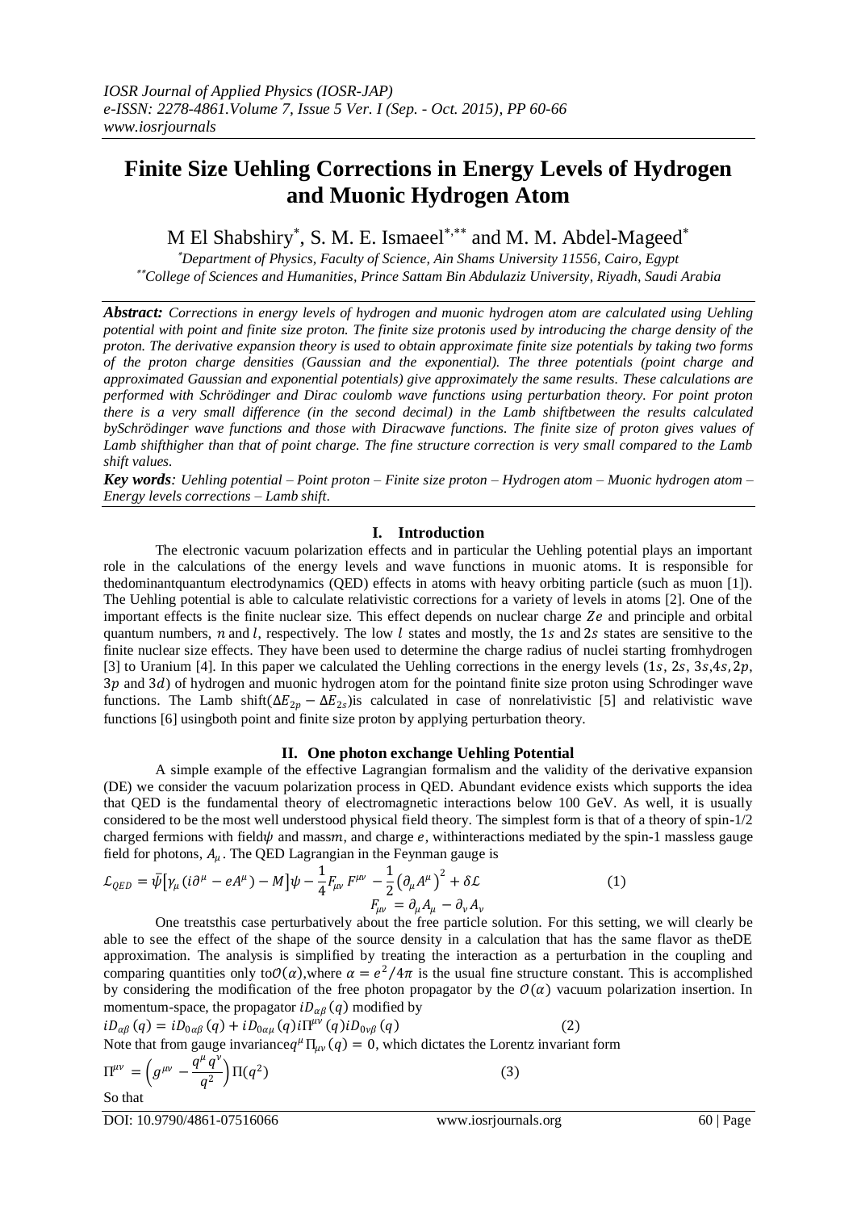# Finite Size Uehling Corrections in Energy Levels of Hydrogen and Muonic Hydrogen Atom

M El Shabshiry[*], S. M. E. Ismaeel[*,**] and M. M. Abdel-Mageed[*]

[*]Department of Physics, Faculty of Science, Ain Shams University 11556, Cairo, Egypt
[**]College of Sciences and Humanities, Prince Sattam Bin Abdulaziz University, Riyadh, Saudi Arabia

***Abstract:*** *Corrections in energy levels of hydrogen and muonic hydrogen atom are calculated using Uehling potential with point and finite size proton. The finite size protonis used by introducing the charge density of the proton. The derivative expansion theory is used to obtain approximate finite size potentials by taking two forms of the proton charge densities (Gaussian and the exponential). The three potentials (point charge and approximated Gaussian and exponential potentials) give approximately the same results. These calculations are performed with Schrödinger and Dirac coulomb wave functions using perturbation theory. For point proton there is a very small difference (in the second decimal) in the Lamb shiftbetween the results calculated bySchrödinger wave functions and those with Diracwave functions. The finite size of proton gives values of Lamb shifthigher than that of point charge. The fine structure correction is very small compared to the Lamb shift values.*

***Key words****: Uehling potential – Point proton – Finite size proton – Hydrogen atom – Muonic hydrogen atom – Energy levels corrections – Lamb shift.*

## I. Introduction

The electronic vacuum polarization effects and in particular the Uehling potential plays an important role in the calculations of the energy levels and wave functions in muonic atoms. It is responsible for thedominantquantum electrodynamics (QED) effects in atoms with heavy orbiting particle (such as muon [1]). The Uehling potential is able to calculate relativistic corrections for a variety of levels in atoms [2]. One of the important effects is the finite nuclear size. This effect depends on nuclear charge $Ze$ and principle and orbital quantum numbers, $n$ and $l$, respectively. The low $l$ states and mostly, the $1s$ and $2s$ states are sensitive to the finite nuclear size effects. They have been used to determine the charge radius of nuclei starting fromhydrogen [3] to Uranium [4]. In this paper we calculated the Uehling corrections in the energy levels ($1s$, $2s$, $3s$,$4s$, $2p$, $3p$ and $3d$) of hydrogen and muonic hydrogen atom for the pointand finite size proton using Schrodinger wave functions. The Lamb shift($\Delta E_{2p} - \Delta E_{2s}$)is calculated in case of nonrelativistic [5] and relativistic wave functions [6] usingboth point and finite size proton by applying perturbation theory.

## II. One photon exchange Uehling Potential

A simple example of the effective Lagrangian formalism and the validity of the derivative expansion (DE) we consider the vacuum polarization process in QED. Abundant evidence exists which supports the idea that QED is the fundamental theory of electromagnetic interactions below 100 GeV. As well, it is usually considered to be the most well understood physical field theory. The simplest form is that of a theory of spin-1/2 charged fermions with field$\psi$ and mass$m$, and charge $e$, withinteractions mediated by the spin-1 massless gauge field for photons, $A_\mu$. The QED Lagrangian in the Feynman gauge is

$$\mathcal{L}_{QED} = \bar{\psi}\left[\gamma_\mu\left(i\partial^\mu - eA^\mu\right) - M\right]\psi - \frac{1}{4}F_{\mu\nu}F^{\mu\nu} - \frac{1}{2}\left(\partial_\mu A^\mu\right)^2 + \delta\mathcal{L} \qquad (1)$$

$$F_{\mu\nu} = \partial_\mu A_\mu - \partial_\nu A_\nu$$

One treatsthis case perturbatively about the free particle solution. For this setting, we will clearly be able to see the effect of the shape of the source density in a calculation that has the same flavor as theDE approximation. The analysis is simplified by treating the interaction as a perturbation in the coupling and comparing quantities only to$\mathcal{O}(\alpha)$,where $\alpha = e^2/4\pi$ is the usual fine structure constant. This is accomplished by considering the modification of the free photon propagator by the $\mathcal{O}(\alpha)$ vacuum polarization insertion. In momentum-space, the propagator $iD_{\alpha\beta}(q)$ modified by

$$iD_{\alpha\beta}(q) = iD_{0\alpha\beta}(q) + iD_{0\alpha\mu}(q)i\Pi^{\mu\nu}(q)iD_{0\nu\beta}(q) \qquad (2)$$

Note that from gauge invariance$q^\mu\Pi_{\mu\nu}(q) = 0$, which dictates the Lorentz invariant form

$$\Pi^{\mu\nu} = \left(g^{\mu\nu} - \frac{q^\mu q^\nu}{q^2}\right)\Pi(q^2) \qquad (3)$$

So that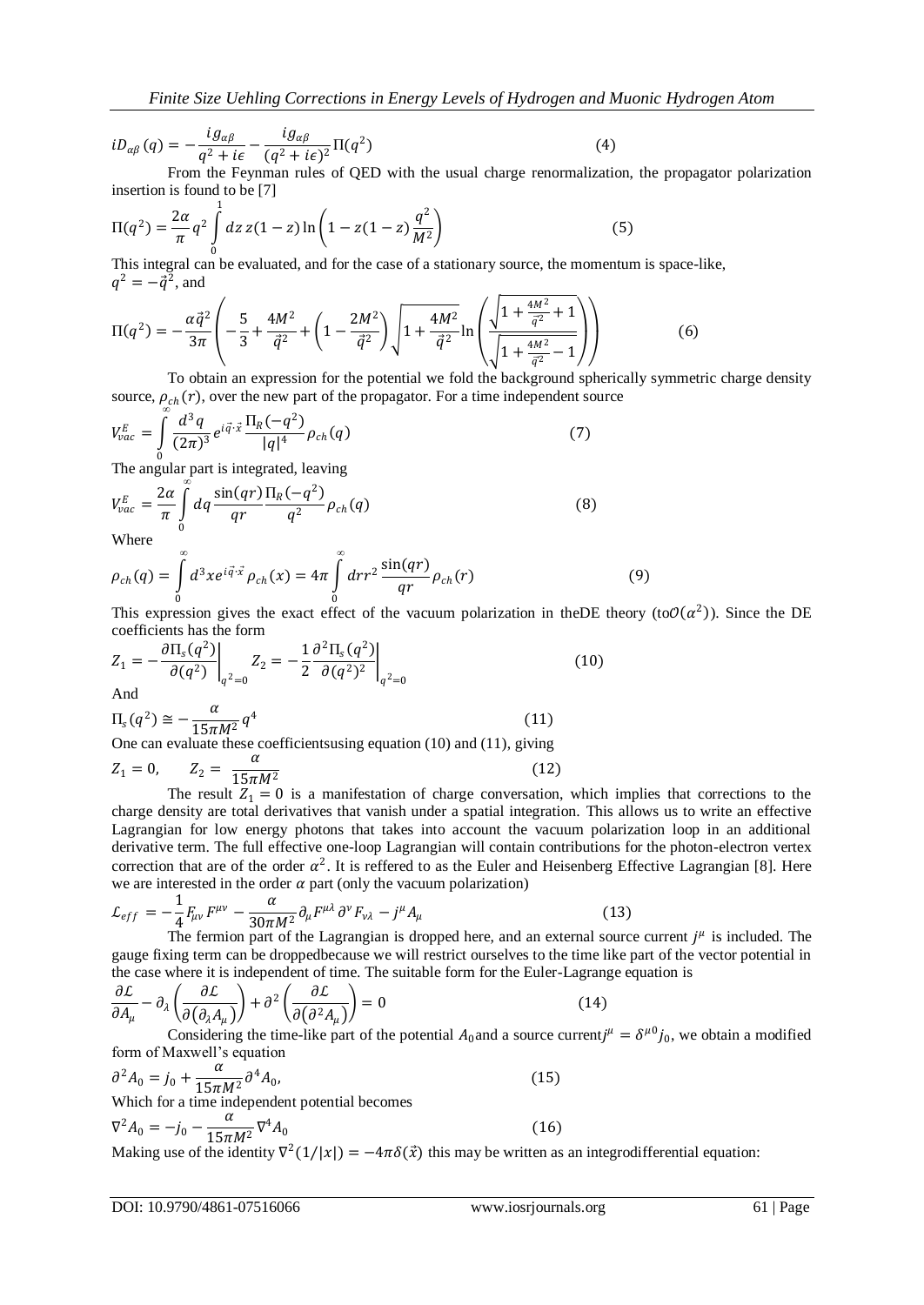$$iD_{\alpha\beta}(q) = -\frac{ig_{\alpha\beta}}{q^2 + i\epsilon} - \frac{ig_{\alpha\beta}}{(q^2 + i\epsilon)^2}\Pi(q^2) \tag{4}$$

From the Feynman rules of QED with the usual charge renormalization, the propagator polarization insertion is found to be [7]

$$\Pi(q^2) = \frac{2\alpha}{\pi} q^2 \int_0^1 dz\, z(1-z) \ln\left(1 - z(1-z)\frac{q^2}{M^2}\right) \tag{5}$$

This integral can be evaluated, and for the case of a stationary source, the momentum is space-like, $q^2 = -\vec{q}^2$, and

$$\Pi(q^2) = -\frac{\alpha \vec{q}^2}{3\pi}\left(-\frac{5}{3} + \frac{4M^2}{\vec{q}^2} + \left(1 - \frac{2M^2}{\vec{q}^2}\right)\sqrt{1 + \frac{4M^2}{\vec{q}^2}} \ln\left(\frac{\sqrt{1 + \frac{4M^2}{\vec{q}^2}} + 1}{\sqrt{1 + \frac{4M^2}{\vec{q}^2}} - 1}\right)\right) \tag{6}$$

To obtain an expression for the potential we fold the background spherically symmetric charge density source, $\rho_{ch}(r)$, over the new part of the propagator. For a time independent source

$$V_{vac}^{E} = \int_0^\infty \frac{d^3q}{(2\pi)^3} e^{i\vec{q}\cdot\vec{x}} \frac{\Pi_R(-q^2)}{|q|^4} \rho_{ch}(q) \tag{7}$$

The angular part is integrated, leaving

$$V_{vac}^{E} = \frac{2\alpha}{\pi} \int_0^\infty dq \frac{\sin(qr)}{qr} \frac{\Pi_R(-q^2)}{q^2} \rho_{ch}(q) \tag{8}$$

Where

$$\rho_{ch}(q) = \int_0^\infty d^3x e^{i\vec{q}\cdot\vec{x}} \rho_{ch}(x) = 4\pi \int_0^\infty dr r^2 \frac{\sin(qr)}{qr} \rho_{ch}(r) \tag{9}$$

This expression gives the exact effect of the vacuum polarization in theDE theory (to$\mathcal{O}(\alpha^2)$). Since the DE coefficients has the form

$$Z_1 = -\left.\frac{\partial \Pi_s(q^2)}{\partial(q^2)}\right|_{q^2=0} \quad Z_2 = -\frac{1}{2}\left.\frac{\partial^2 \Pi_s(q^2)}{\partial(q^2)^2}\right|_{q^2=0} \tag{10}$$

And

$$\Pi_s(q^2) \cong -\frac{\alpha}{15\pi M^2} q^4 \tag{11}$$

One can evaluate these coefficientsusing equation (10) and (11), giving

$$Z_1 = 0, \qquad Z_2 = \frac{\alpha}{15\pi M^2} \tag{12}$$

The result $Z_1 = 0$ is a manifestation of charge conversation, which implies that corrections to the charge density are total derivatives that vanish under a spatial integration. This allows us to write an effective Lagrangian for low energy photons that takes into account the vacuum polarization loop in an additional derivative term. The full effective one-loop Lagrangian will contain contributions for the photon-electron vertex correction that are of the order $\alpha^2$. It is reffered to as the Euler and Heisenberg Effective Lagrangian [8]. Here we are interested in the order $\alpha$ part (only the vacuum polarization)

$$\mathcal{L}_{eff} = -\frac{1}{4} F_{\mu\nu} F^{\mu\nu} - \frac{\alpha}{30\pi M^2} \partial_\mu F^{\mu\lambda} \partial^\nu F_{\nu\lambda} - j^\mu A_\mu \tag{13}$$

The fermion part of the Lagrangian is dropped here, and an external source current $j^\mu$ is included. The gauge fixing term can be droppedbecause we will restrict ourselves to the time like part of the vector potential in the case where it is independent of time. The suitable form for the Euler-Lagrange equation is

$$\frac{\partial \mathcal{L}}{\partial A_\mu} - \partial_\lambda\left(\frac{\partial \mathcal{L}}{\partial(\partial_\lambda A_\mu)}\right) + \partial^2\left(\frac{\partial \mathcal{L}}{\partial(\partial^2 A_\mu)}\right) = 0 \tag{14}$$

Considering the time-like part of the potential $A_0$and a source current$j^\mu = \delta^{\mu 0} j_0$, we obtain a modified form of Maxwell's equation

$$\partial^2 A_0 = j_0 + \frac{\alpha}{15\pi M^2} \partial^4 A_0, \tag{15}$$

Which for a time independent potential becomes

$$\nabla^2 A_0 = -j_0 - \frac{\alpha}{15\pi M^2} \nabla^4 A_0 \tag{16}$$

Making use of the identity $\nabla^2(1/|x|) = -4\pi\delta(\vec{x})$ this may be written as an integrodifferential equation: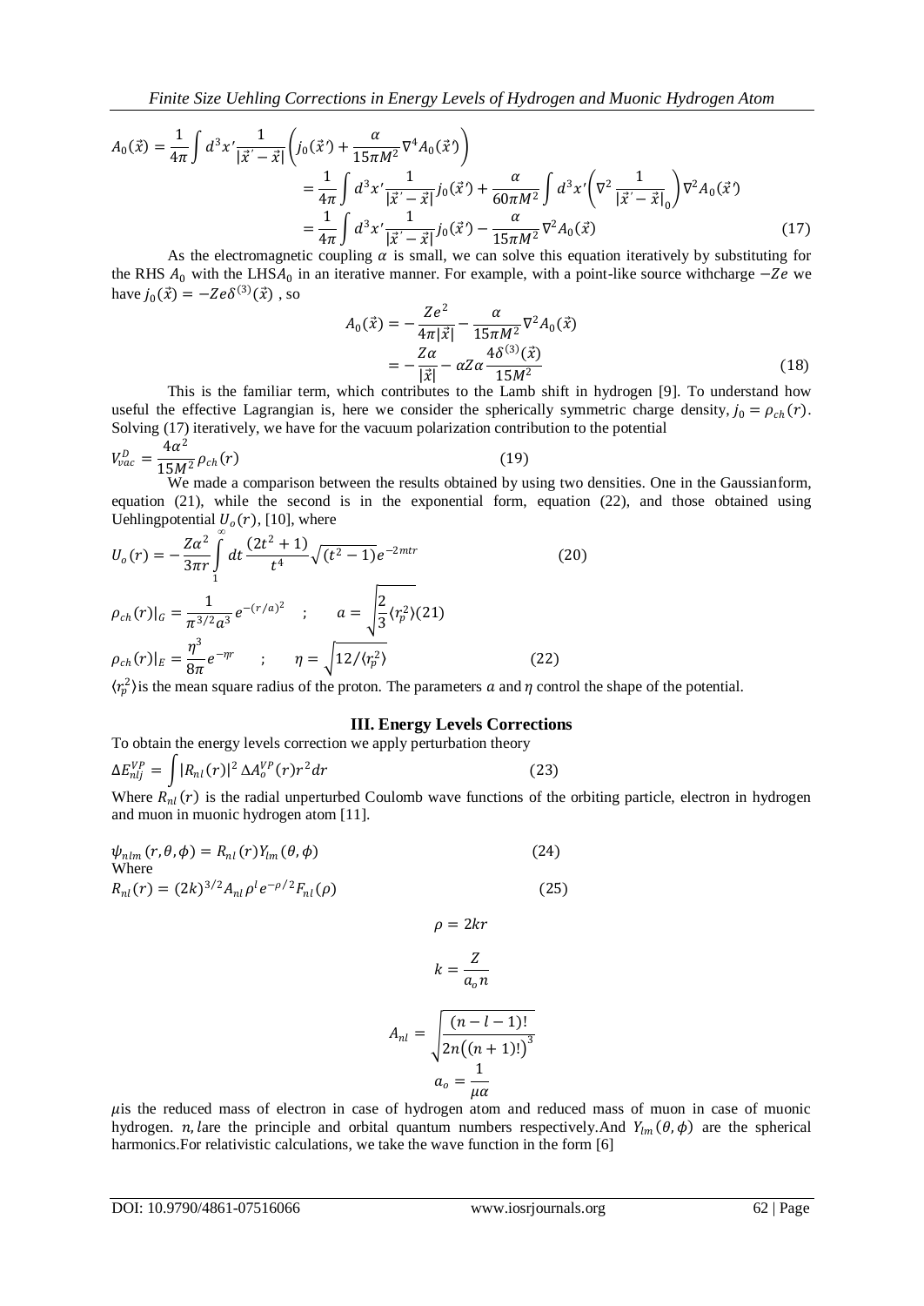$$A_0(\vec{x}) = \frac{1}{4\pi}\int d^3x' \frac{1}{|\vec{x}' - \vec{x}|}\left(j_0(\vec{x}') + \frac{\alpha}{15\pi M^2}\nabla^4 A_0(\vec{x}')\right)$$

$$= \frac{1}{4\pi}\int d^3x' \frac{1}{|\vec{x}' - \vec{x}|} j_0(\vec{x}') + \frac{\alpha}{60\pi M^2}\int d^3x' \left(\nabla^2 \frac{1}{|\vec{x}' - \vec{x}|_0}\right)\nabla^2 A_0(\vec{x}')$$

$$= \frac{1}{4\pi}\int d^3x' \frac{1}{|\vec{x}' - \vec{x}|} j_0(\vec{x}') - \frac{\alpha}{15\pi M^2}\nabla^2 A_0(\vec{x}) \qquad (17)$$

As the electromagnetic coupling $\alpha$ is small, we can solve this equation iteratively by substituting for the RHS $A_0$ with the LHS$A_0$ in an iterative manner. For example, with a point-like source withcharge $-Ze$ we have $j_0(\vec{x}) = -Ze\delta^{(3)}(\vec{x})$ , so

$$A_0(\vec{x}) = -\frac{Ze^2}{4\pi|\vec{x}|} - \frac{\alpha}{15\pi M^2}\nabla^2 A_0(\vec{x})$$

$$= -\frac{Z\alpha}{|\vec{x}|} - \alpha Z\alpha \frac{4\delta^{(3)}(\vec{x})}{15M^2} \qquad (18)$$

This is the familiar term, which contributes to the Lamb shift in hydrogen [9]. To understand how useful the effective Lagrangian is, here we consider the spherically symmetric charge density, $j_0 = \rho_{ch}(r)$. Solving (17) iteratively, we have for the vacuum polarization contribution to the potential

$$V_{vac}^{D} = \frac{4\alpha^2}{15M^2}\rho_{ch}(r) \qquad (19)$$

We made a comparison between the results obtained by using two densities. One in the Gaussianform, equation (21), while the second is in the exponential form, equation (22), and those obtained using Uehlingpotential $U_o(r)$, [10], where

$$U_o(r) = -\frac{Z\alpha^2}{3\pi r}\int_1^{\infty} dt \frac{(2t^2+1)}{t^4}\sqrt{(t^2-1)}e^{-2mtr} \qquad (20)$$

$$\rho_{ch}(r)|_G = \frac{1}{\pi^{3/2}a^3}e^{-(r/a)^2} \quad ; \quad a = \sqrt{\frac{2}{3}\langle r_p^2\rangle} \qquad (21)$$

$$\rho_{ch}(r)|_E = \frac{\eta^3}{8\pi}e^{-\eta r} \quad ; \quad \eta = \sqrt{12/\langle r_p^2\rangle} \qquad (22)$$

$\langle r_p^2\rangle$is the mean square radius of the proton. The parameters $a$ and $\eta$ control the shape of the potential.

## III. Energy Levels Corrections

To obtain the energy levels correction we apply perturbation theory

$$\Delta E_{nlj}^{VP} = \int |R_{nl}(r)|^2 \Delta A_o^{VP}(r) r^2 dr \qquad (23)$$

Where $R_{nl}(r)$ is the radial unperturbed Coulomb wave functions of the orbiting particle, electron in hydrogen and muon in muonic hydrogen atom [11].

$$\psi_{nlm}(r,\theta,\phi) = R_{nl}(r)Y_{lm}(\theta,\phi) \qquad (24)$$

Where

$$R_{nl}(r) = (2k)^{3/2}A_{nl}\rho^l e^{-\rho/2}F_{nl}(\rho) \qquad (25)$$

$$\rho = 2kr$$

$$k = \frac{Z}{a_o n}$$

$$A_{nl} = \sqrt{\frac{(n-l-1)!}{2n\left((n+1)!\right)^3}}$$

$$a_o = \frac{1}{\mu\alpha}$$

$\mu$is the reduced mass of electron in case of hydrogen atom and reduced mass of muon in case of muonic hydrogen. $n, l$are the principle and orbital quantum numbers respectively.And $Y_{lm}(\theta,\phi)$ are the spherical harmonics.For relativistic calculations, we take the wave function in the form [6]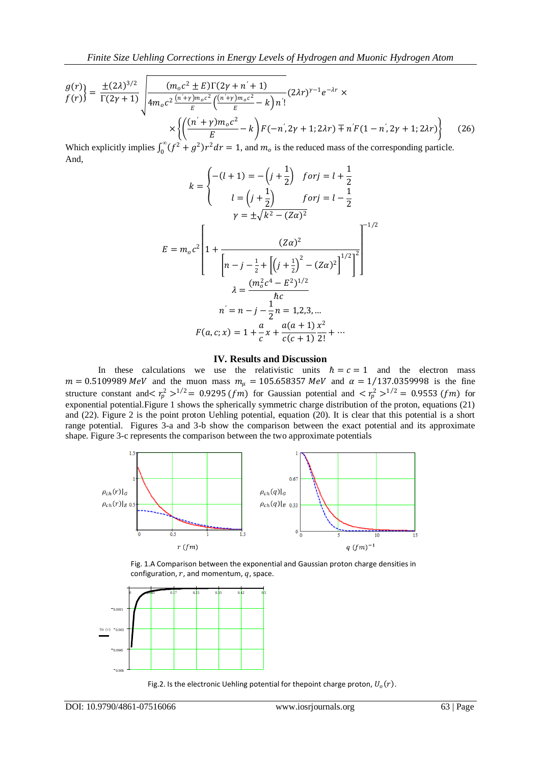$$\left.\begin{matrix} g(r) \\ f(r) \end{matrix}\right\} = \frac{\pm(2\lambda)^{3/2}}{\Gamma(2\gamma+1)} \sqrt{\frac{(m_o c^2 \pm E)\Gamma(2\gamma+n'+1)}{4m_o c^2 \frac{(n'+\gamma)m_o c^2}{E}\left(\frac{(n'+\gamma)m_o c^2}{E}-k\right)n'!}} (2\lambda r)^{\gamma-1} e^{-\lambda r} \times$$

$$\times \left\{ \left( \frac{(n'+\gamma)m_o c^2}{E} - k \right) F(-n', 2\gamma+1; 2\lambda r) \mp n' F(1-n', 2\gamma+1; 2\lambda r) \right\} \qquad (26)$$

Which explicitly implies $\int_0^\infty (f^2+g^2) r^2 dr = 1$, and $m_o$ is the reduced mass of the corresponding particle. And,

$$k = \begin{cases} -(l+1) = -\left(j+\frac{1}{2}\right) & for j = l+\frac{1}{2} \\ l = \left(j+\frac{1}{2}\right) & for j = l-\frac{1}{2} \end{cases}$$

$$\gamma = \pm\sqrt{k^2-(Z\alpha)^2}$$

$$E = m_o c^2 \left[ 1 + \frac{(Z\alpha)^2}{\left[ n - j - \frac{1}{2} + \left[ \left(j+\frac{1}{2}\right)^2 - (Z\alpha)^2 \right]^{1/2} \right]^2} \right]^{-1/2}$$

$$\lambda = \frac{(m_o^2 c^4 - E^2)^{1/2}}{\hbar c}$$

$$n' = n - j - \frac{1}{2} n = 1,2,3,\ldots$$

$$F(a,c;x) = 1 + \frac{a}{c}x + \frac{a(a+1)}{c(c+1)}\frac{x^2}{2!} + \cdots$$

## IV. Results and Discussion

In these calculations we use the relativistic units $\hbar = c = 1$ and the electron mass $m = 0.5109989\ MeV$ and the muon mass $m_\mu = 105.658357\ MeV$ and $\alpha = 1/137.0359998$ is the fine structure constant and $< r_p^2 >^{1/2} = 0.9295\ (fm)$ for Gaussian potential and $< r_p^2 >^{1/2} = 0.9553\ (fm)$ for exponential potential. Figure 1 shows the spherically symmetric charge distribution of the proton, equations (21) and (22). Figure 2 is the point proton Uehling potential, equation (20). It is clear that this potential is a short range potential. Figures 3-a and 3-b show the comparison between the exact potential and its approximate shape. Figure 3-c represents the comparison between the two approximate potentials

Fig. 1. A Comparison between the exponential and Gaussian proton charge densities in configuration, $r$, and momentum, $q$, space.

Fig.2. Is the electronic Uehling potential for the point charge proton, $U_o(r)$.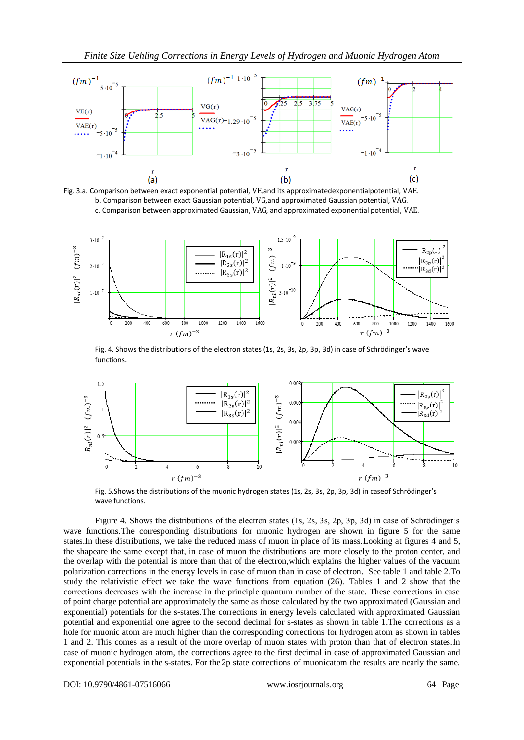Fig. 3.a. Comparison between exact exponential potential, VE,and its approximatedexponentialpotential, VAE.
b. Comparison between exact Gaussian potential, VG,and approximated Gaussian potential, VAG.
c. Comparison between approximated Gaussian, VAG, and approximated exponential potential, VAE.

Fig. 4. Shows the distributions of the electron states (1s, 2s, 3s, 2p, 3p, 3d) in case of Schrödinger's wave functions.

Fig. 5.Shows the distributions of the muonic hydrogen states (1s, 2s, 3s, 2p, 3p, 3d) in caseof Schrödinger's wave functions.

Figure 4. Shows the distributions of the electron states (1s, 2s, 3s, 2p, 3p, 3d) in case of Schrödinger's wave functions.The corresponding distributions for muonic hydrogen are shown in figure 5 for the same states.In these distributions, we take the reduced mass of muon in place of its mass.Looking at figures 4 and 5, the shapeare the same except that, in case of muon the distributions are more closely to the proton center, and the overlap with the potential is more than that of the electron,which explains the higher values of the vacuum polarization corrections in the energy levels in case of muon than in case of electron. See table 1 and table 2.To study the relativistic effect we take the wave functions from equation (26). Tables 1 and 2 show that the corrections decreases with the increase in the principle quantum number of the state. These corrections in case of point charge potential are approximately the same as those calculated by the two approximated (Gaussian and exponential) potentials for the s-states.The corrections in energy levels calculated with approximated Gaussian potential and exponential one agree to the second decimal for s-states as shown in table 1.The corrections as a hole for muonic atom are much higher than the corresponding corrections for hydrogen atom as shown in tables 1 and 2. This comes as a result of the more overlap of muon states with proton than that of electron states.In case of muonic hydrogen atom, the corrections agree to the first decimal in case of approximated Gaussian and exponential potentials in the s-states. For the 2p state corrections of muonicatom the results are nearly the same.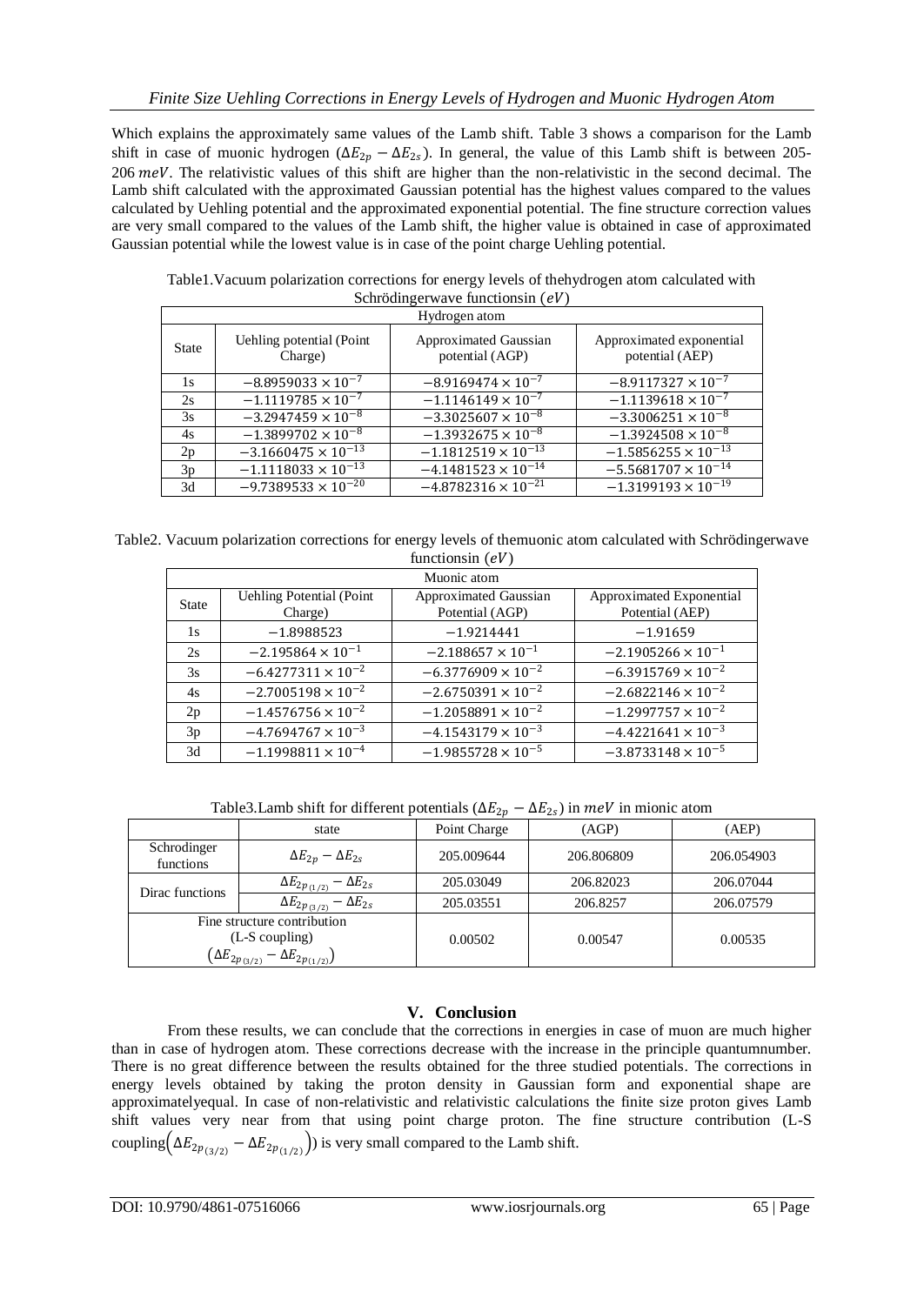Which explains the approximately same values of the Lamb shift. Table 3 shows a comparison for the Lamb shift in case of muonic hydrogen ($\Delta E_{2p} - \Delta E_{2s}$). In general, the value of this Lamb shift is between 205-206 $meV$. The relativistic values of this shift are higher than the non-relativistic in the second decimal. The Lamb shift calculated with the approximated Gaussian potential has the highest values compared to the values calculated by Uehling potential and the approximated exponential potential. The fine structure correction values are very small compared to the values of the Lamb shift, the higher value is obtained in case of approximated Gaussian potential while the lowest value is in case of the point charge Uehling potential.

Table1.Vacuum polarization corrections for energy levels of thehydrogen atom calculated with Schrödingerwave functionsin ($eV$)

| Hydrogen atom | | | |
|---|---|---|---|
| State | Uehling potential (Point Charge) | Approximated Gaussian potential (AGP) | Approximated exponential potential (AEP) |
| 1s | $-8.8959033 \times 10^{-7}$ | $-8.9169474 \times 10^{-7}$ | $-8.9117327 \times 10^{-7}$ |
| 2s | $-1.1119785 \times 10^{-7}$ | $-1.1146149 \times 10^{-7}$ | $-1.1139618 \times 10^{-7}$ |
| 3s | $-3.2947459 \times 10^{-8}$ | $-3.3025607 \times 10^{-8}$ | $-3.3006251 \times 10^{-8}$ |
| 4s | $-1.3899702 \times 10^{-8}$ | $-1.3932675 \times 10^{-8}$ | $-1.3924508 \times 10^{-8}$ |
| 2p | $-3.1660475 \times 10^{-13}$ | $-1.1812519 \times 10^{-13}$ | $-1.5856255 \times 10^{-13}$ |
| 3p | $-1.1118033 \times 10^{-13}$ | $-4.1481523 \times 10^{-14}$ | $-5.5681707 \times 10^{-14}$ |
| 3d | $-9.7389533 \times 10^{-20}$ | $-4.8782316 \times 10^{-21}$ | $-1.3199193 \times 10^{-19}$ |

Table2. Vacuum polarization corrections for energy levels of themuonic atom calculated with Schrödingerwave functionsin ($eV$)

| Muonic atom | | | |
|---|---|---|---|
| State | Uehling Potential (Point Charge) | Approximated Gaussian Potential (AGP) | Approximated Exponential Potential (AEP) |
| 1s | $-1.8988523$ | $-1.9214441$ | $-1.91659$ |
| 2s | $-2.195864 \times 10^{-1}$ | $-2.188657 \times 10^{-1}$ | $-2.1905266 \times 10^{-1}$ |
| 3s | $-6.4277311 \times 10^{-2}$ | $-6.3776909 \times 10^{-2}$ | $-6.3915769 \times 10^{-2}$ |
| 4s | $-2.7005198 \times 10^{-2}$ | $-2.6750391 \times 10^{-2}$ | $-2.6822146 \times 10^{-2}$ |
| 2p | $-1.4576756 \times 10^{-2}$ | $-1.2058891 \times 10^{-2}$ | $-1.2997757 \times 10^{-2}$ |
| 3p | $-4.7694767 \times 10^{-3}$ | $-4.1543179 \times 10^{-3}$ | $-4.4221641 \times 10^{-3}$ |
| 3d | $-1.1998811 \times 10^{-4}$ | $-1.9855728 \times 10^{-5}$ | $-3.8733148 \times 10^{-5}$ |

Table3.Lamb shift for different potentials ($\Delta E_{2p} - \Delta E_{2s}$) in $meV$ in mionic atom

| | state | Point Charge | (AGP) | (AEP) |
|---|---|---|---|---|
| Schrodinger functions | $\Delta E_{2p} - \Delta E_{2s}$ | 205.009644 | 206.806809 | 206.054903 |
| Dirac functions | $\Delta E_{2p_{(1/2)}} - \Delta E_{2s}$ | 205.03049 | 206.82023 | 206.07044 |
| | $\Delta E_{2p_{(3/2)}} - \Delta E_{2s}$ | 205.03551 | 206.8257 | 206.07579 |
| Fine structure contribution (L-S coupling) $(\Delta E_{2p_{(3/2)}} - \Delta E_{2p_{(1/2)}})$ | | 0.00502 | 0.00547 | 0.00535 |

## V. Conclusion

From these results, we can conclude that the corrections in energies in case of muon are much higher than in case of hydrogen atom. These corrections decrease with the increase in the principle quantumnumber. There is no great difference between the results obtained for the three studied potentials. The corrections in energy levels obtained by taking the proton density in Gaussian form and exponential shape are approximatelyequal. In case of non-relativistic and relativistic calculations the finite size proton gives Lamb shift values very near from that using point charge proton. The fine structure contribution (L-S coupling$\left(\Delta E_{2p_{(3/2)}} - \Delta E_{2p_{(1/2)}}\right)$) is very small compared to the Lamb shift.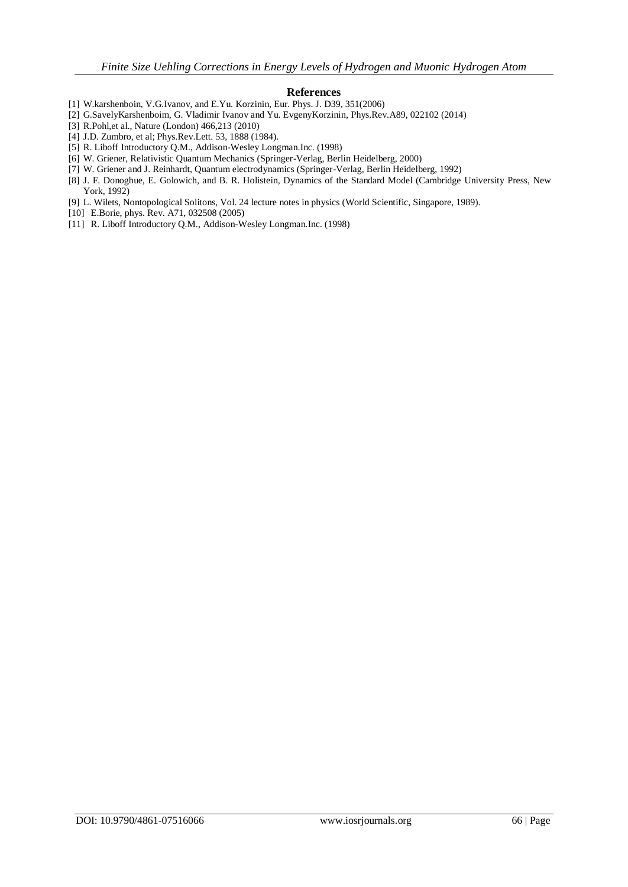## References

[1] W.karshenboin, V.G.Ivanov, and E.Yu. Korzinin, Eur. Phys. J. D39, 351(2006)
[2] G.SavelyKarshenboim, G. Vladimir Ivanov and Yu. EvgenyKorzinin, Phys.Rev.A89, 022102 (2014)
[3] R.Pohl,et al., Nature (London) 466,213 (2010)
[4] J.D. Zumbro, et al; Phys.Rev.Lett. 53, 1888 (1984).
[5] R. Liboff Introductory Q.M., Addison-Wesley Longman.Inc. (1998)
[6] W. Griener, Relativistic Quantum Mechanics (Springer-Verlag, Berlin Heidelberg, 2000)
[7] W. Griener and J. Reinhardt, Quantum electrodynamics (Springer-Verlag, Berlin Heidelberg, 1992)
[8] J. F. Donoghue, E. Golowich, and B. R. Holistein, Dynamics of the Standard Model (Cambridge University Press, New York, 1992)
[9] L. Wilets, Nontopological Solitons, Vol. 24 lecture notes in physics (World Scientific, Singapore, 1989).
[10] E.Borie, phys. Rev. A71, 032508 (2005)
[11] R. Liboff Introductory Q.M., Addison-Wesley Longman.Inc. (1998)